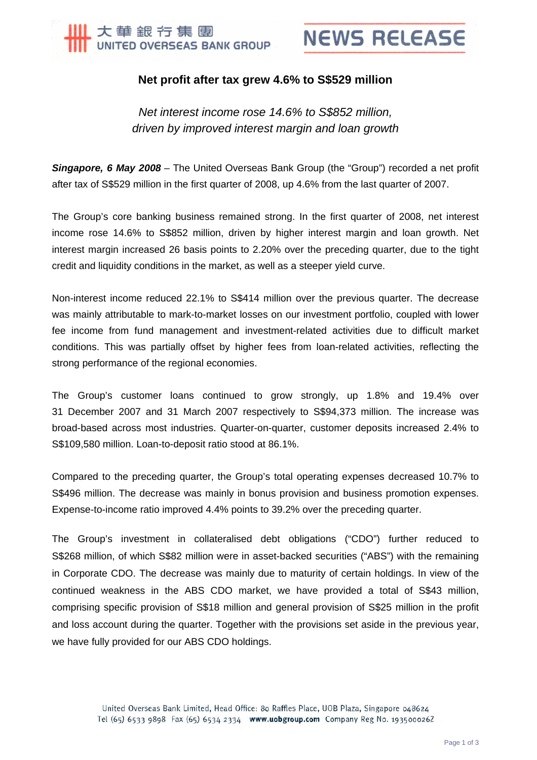大華銀行集團
UNITED OVERSEAS BANK GROUP

NEWS RELEASE

# Net profit after tax grew 4.6% to S$529 million

*Net interest income rose 14.6% to S$852 million,*
*driven by improved interest margin and loan growth*

***Singapore, 6 May 2008*** – The United Overseas Bank Group (the "Group") recorded a net profit after tax of S$529 million in the first quarter of 2008, up 4.6% from the last quarter of 2007.

The Group's core banking business remained strong. In the first quarter of 2008, net interest income rose 14.6% to S$852 million, driven by higher interest margin and loan growth. Net interest margin increased 26 basis points to 2.20% over the preceding quarter, due to the tight credit and liquidity conditions in the market, as well as a steeper yield curve.

Non-interest income reduced 22.1% to S$414 million over the previous quarter. The decrease was mainly attributable to mark-to-market losses on our investment portfolio, coupled with lower fee income from fund management and investment-related activities due to difficult market conditions. This was partially offset by higher fees from loan-related activities, reflecting the strong performance of the regional economies.

The Group's customer loans continued to grow strongly, up 1.8% and 19.4% over 31 December 2007 and 31 March 2007 respectively to S$94,373 million. The increase was broad-based across most industries. Quarter-on-quarter, customer deposits increased 2.4% to S$109,580 million. Loan-to-deposit ratio stood at 86.1%.

Compared to the preceding quarter, the Group's total operating expenses decreased 10.7% to S$496 million. The decrease was mainly in bonus provision and business promotion expenses. Expense-to-income ratio improved 4.4% points to 39.2% over the preceding quarter.

The Group's investment in collateralised debt obligations ("CDO") further reduced to S$268 million, of which S$82 million were in asset-backed securities ("ABS") with the remaining in Corporate CDO. The decrease was mainly due to maturity of certain holdings. In view of the continued weakness in the ABS CDO market, we have provided a total of S$43 million, comprising specific provision of S$18 million and general provision of S$25 million in the profit and loss account during the quarter. Together with the provisions set aside in the previous year, we have fully provided for our ABS CDO holdings.

United Overseas Bank Limited, Head Office: 80 Raffles Place, UOB Plaza, Singapore 048624
Tel (65) 6533 9898 Fax (65) 6534 2334 **www.uobgroup.com** Company Reg No. 193500026Z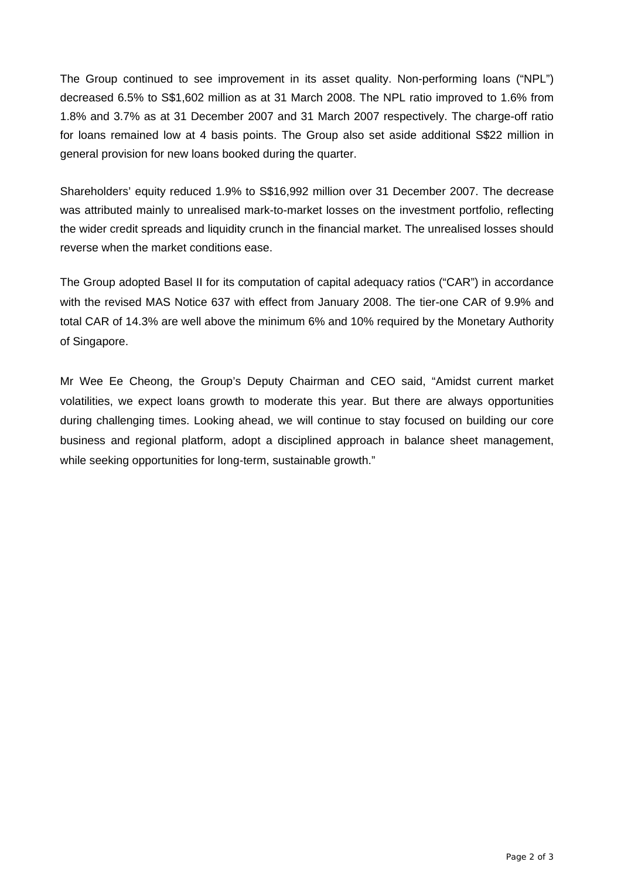The Group continued to see improvement in its asset quality. Non-performing loans ("NPL") decreased 6.5% to S$1,602 million as at 31 March 2008. The NPL ratio improved to 1.6% from 1.8% and 3.7% as at 31 December 2007 and 31 March 2007 respectively. The charge-off ratio for loans remained low at 4 basis points. The Group also set aside additional S$22 million in general provision for new loans booked during the quarter.

Shareholders' equity reduced 1.9% to S$16,992 million over 31 December 2007. The decrease was attributed mainly to unrealised mark-to-market losses on the investment portfolio, reflecting the wider credit spreads and liquidity crunch in the financial market. The unrealised losses should reverse when the market conditions ease.

The Group adopted Basel II for its computation of capital adequacy ratios ("CAR") in accordance with the revised MAS Notice 637 with effect from January 2008. The tier-one CAR of 9.9% and total CAR of 14.3% are well above the minimum 6% and 10% required by the Monetary Authority of Singapore.

Mr Wee Ee Cheong, the Group's Deputy Chairman and CEO said, "Amidst current market volatilities, we expect loans growth to moderate this year. But there are always opportunities during challenging times. Looking ahead, we will continue to stay focused on building our core business and regional platform, adopt a disciplined approach in balance sheet management, while seeking opportunities for long-term, sustainable growth."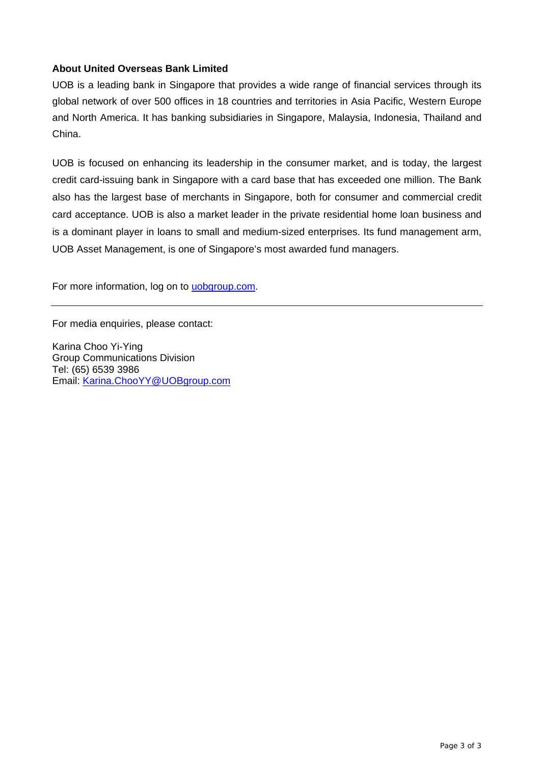**About United Overseas Bank Limited**

UOB is a leading bank in Singapore that provides a wide range of financial services through its global network of over 500 offices in 18 countries and territories in Asia Pacific, Western Europe and North America. It has banking subsidiaries in Singapore, Malaysia, Indonesia, Thailand and China.

UOB is focused on enhancing its leadership in the consumer market, and is today, the largest credit card-issuing bank in Singapore with a card base that has exceeded one million. The Bank also has the largest base of merchants in Singapore, both for consumer and commercial credit card acceptance. UOB is also a market leader in the private residential home loan business and is a dominant player in loans to small and medium-sized enterprises. Its fund management arm, UOB Asset Management, is one of Singapore's most awarded fund managers.

For more information, log on to uobgroup.com.

---

For media enquiries, please contact:

Karina Choo Yi-Ying
Group Communications Division
Tel: (65) 6539 3986
Email: Karina.ChooYY@UOBgroup.com